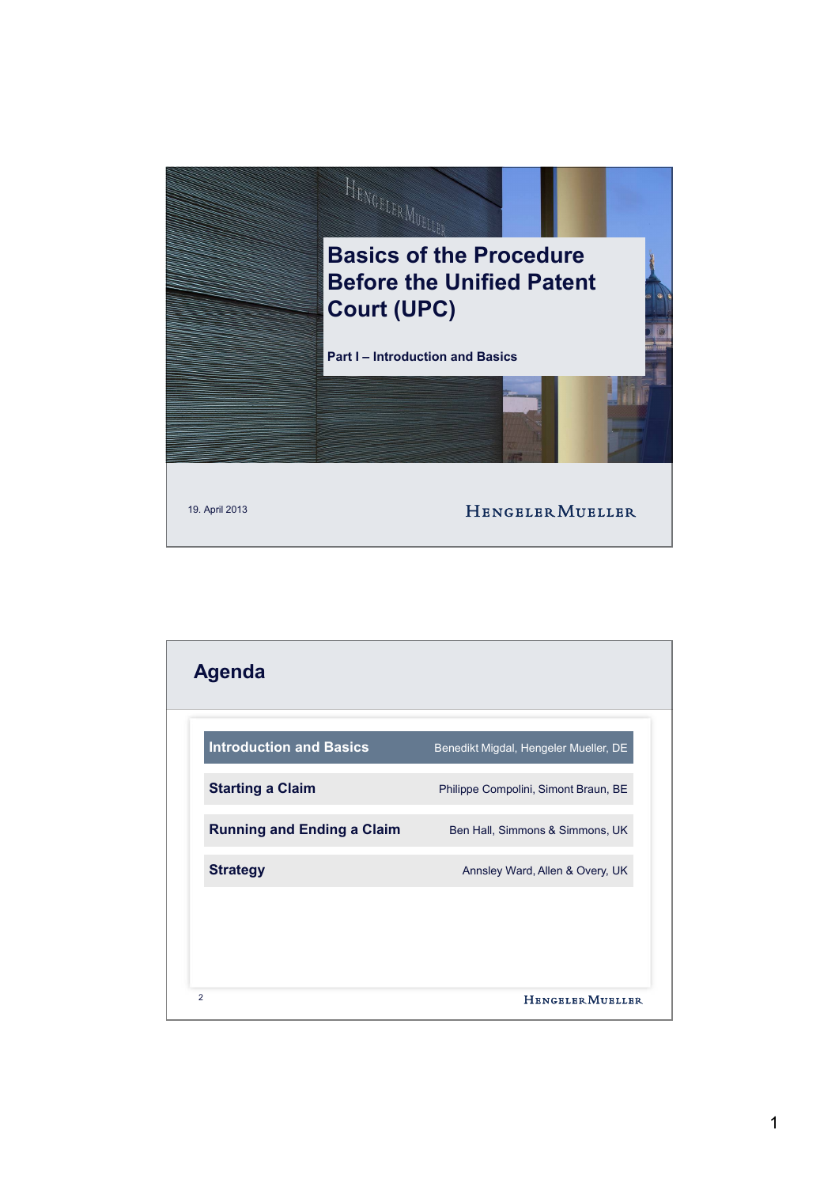# Basics of the Procedure Before the Unified Patent Court (UPC)

**Part I – Introduction and Basics**

19. April 2013

HENGELER MUELLER

## Agenda

| | |
|---|---|
| **Introduction and Basics** | Benedikt Migdal, Hengeler Mueller, DE |
| **Starting a Claim** | Philippe Compolini, Simont Braun, BE |
| **Running and Ending a Claim** | Ben Hall, Simmons & Simmons, UK |
| **Strategy** | Annsley Ward, Allen & Overy, UK |

HENGELER MUELLER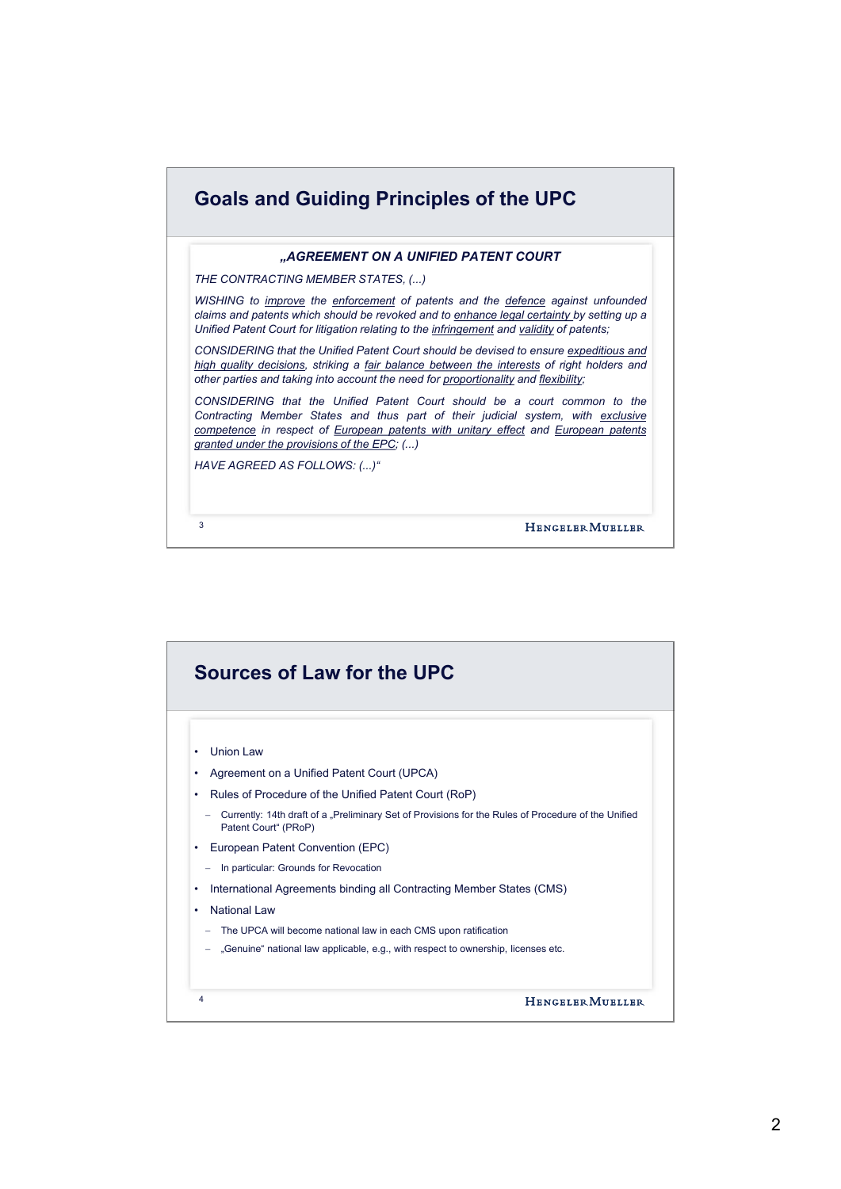## Goals and Guiding Principles of the UPC

***„AGREEMENT ON A UNIFIED PATENT COURT***

*THE CONTRACTING MEMBER STATES, (...)*

*WISHING to improve the enforcement of patents and the defence against unfounded claims and patents which should be revoked and to enhance legal certainty by setting up a Unified Patent Court for litigation relating to the infringement and validity of patents;*

*CONSIDERING that the Unified Patent Court should be devised to ensure expeditious and high quality decisions, striking a fair balance between the interests of right holders and other parties and taking into account the need for proportionality and flexibility;*

*CONSIDERING that the Unified Patent Court should be a court common to the Contracting Member States and thus part of their judicial system, with exclusive competence in respect of European patents with unitary effect and European patents granted under the provisions of the EPC; (...)*

*HAVE AGREED AS FOLLOWS: (...)"*

## Sources of Law for the UPC

- Union Law
- Agreement on a Unified Patent Court (UPCA)
- Rules of Procedure of the Unified Patent Court (RoP)
  - Currently: 14th draft of a „Preliminary Set of Provisions for the Rules of Procedure of the Unified Patent Court" (PRoP)
- European Patent Convention (EPC)
  - In particular: Grounds for Revocation
- International Agreements binding all Contracting Member States (CMS)
- National Law
  - The UPCA will become national law in each CMS upon ratification
  - „Genuine" national law applicable, e.g., with respect to ownership, licenses etc.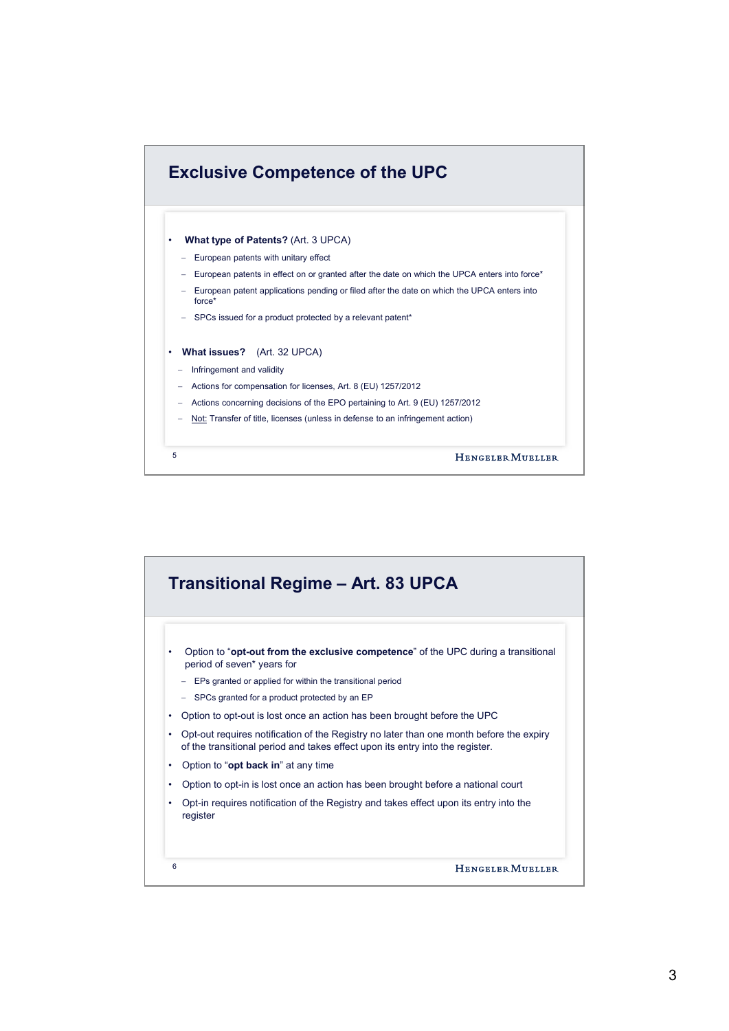## Exclusive Competence of the UPC

- **What type of Patents?** (Art. 3 UPCA)
  - European patents with unitary effect
  - European patents in effect on or granted after the date on which the UPCA enters into force*
  - European patent applications pending or filed after the date on which the UPCA enters into force*
  - SPCs issued for a product protected by a relevant patent*

- **What issues?** (Art. 32 UPCA)
  - Infringement and validity
  - Actions for compensation for licenses, Art. 8 (EU) 1257/2012
  - Actions concerning decisions of the EPO pertaining to Art. 9 (EU) 1257/2012
  - Not: Transfer of title, licenses (unless in defense to an infringement action)

## Transitional Regime – Art. 83 UPCA

- Option to "**opt-out from the exclusive competence**" of the UPC during a transitional period of seven* years for
  - EPs granted or applied for within the transitional period
  - SPCs granted for a product protected by an EP
- Option to opt-out is lost once an action has been brought before the UPC
- Opt-out requires notification of the Registry no later than one month before the expiry of the transitional period and takes effect upon its entry into the register.
- Option to "**opt back in**" at any time
- Option to opt-in is lost once an action has been brought before a national court
- Opt-in requires notification of the Registry and takes effect upon its entry into the register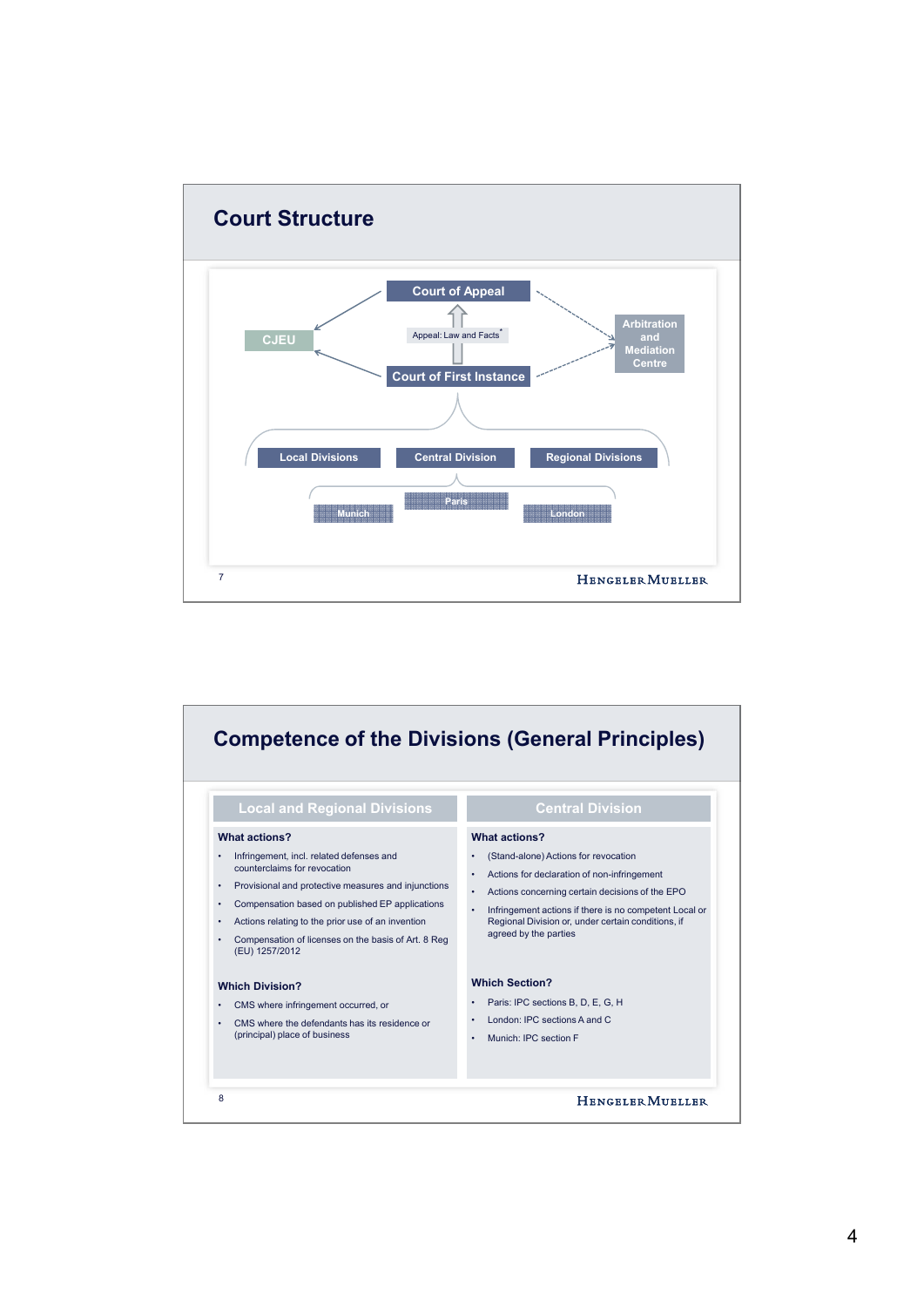## Court Structure

- Court of Appeal
  - Appeal: Law and Facts*
- Court of First Instance
  - Local Divisions
  - Central Division
    - Munich
    - Paris
    - London
  - Regional Divisions
- CJEU
- Arbitration and Mediation Centre

## Competence of the Divisions (General Principles)

| Local and Regional Divisions | Central Division |
| --- | --- |
| **What actions?** | **What actions?** |
| • Infringement, incl. related defenses and counterclaims for revocation<br>• Provisional and protective measures and injunctions<br>• Compensation based on published EP applications<br>• Actions relating to the prior use of an invention<br>• Compensation of licenses on the basis of Art. 8 Reg (EU) 1257/2012 | • (Stand-alone) Actions for revocation<br>• Actions for declaration of non-infringement<br>• Actions concerning certain decisions of the EPO<br>• Infringement actions if there is no competent Local or Regional Division or, under certain conditions, if agreed by the parties |
| **Which Division?** | **Which Section?** |
| • CMS where infringement occurred, or<br>• CMS where the defendants has its residence or (principal) place of business | • Paris: IPC sections B, D, E, G, H<br>• London: IPC sections A and C<br>• Munich: IPC section F |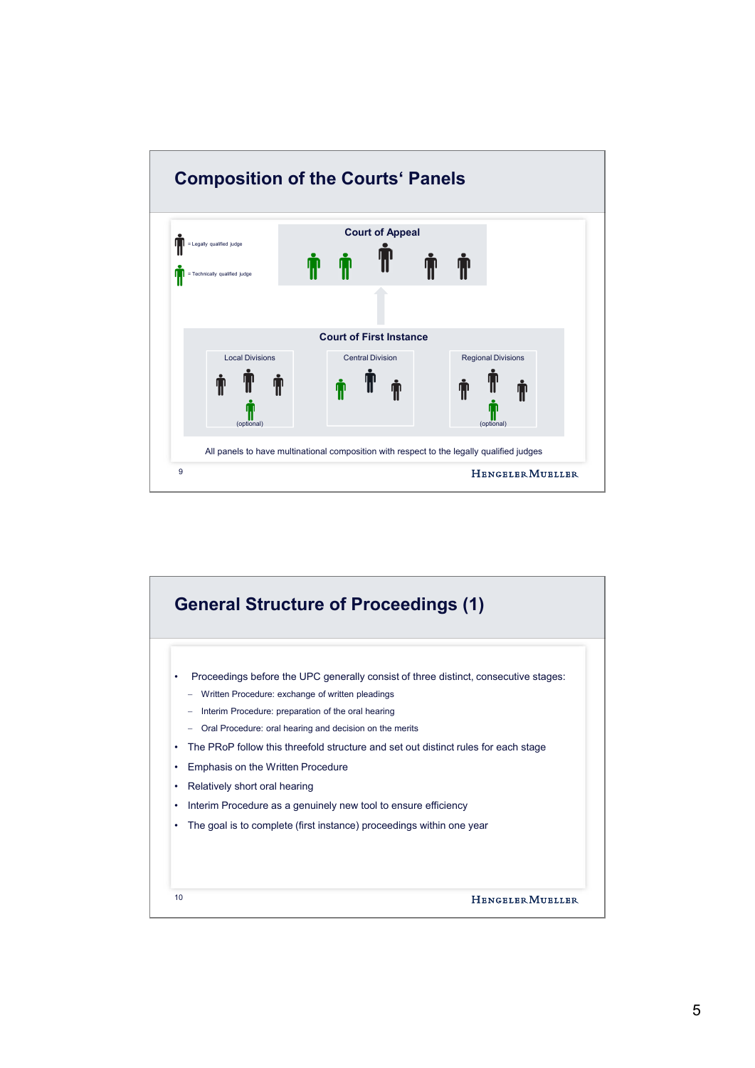## Composition of the Courts' Panels

= Legally qualified judge

= Technically qualified judge

**Court of Appeal**

**Court of First Instance**

Local Divisions

(optional)

Central Division

Regional Divisions

(optional)

All panels to have multinational composition with respect to the legally qualified judges

## General Structure of Proceedings (1)

- Proceedings before the UPC generally consist of three distinct, consecutive stages:
  - Written Procedure: exchange of written pleadings
  - Interim Procedure: preparation of the oral hearing
  - Oral Procedure: oral hearing and decision on the merits
- The PRoP follow this threefold structure and set out distinct rules for each stage
- Emphasis on the Written Procedure
- Relatively short oral hearing
- Interim Procedure as a genuinely new tool to ensure efficiency
- The goal is to complete (first instance) proceedings within one year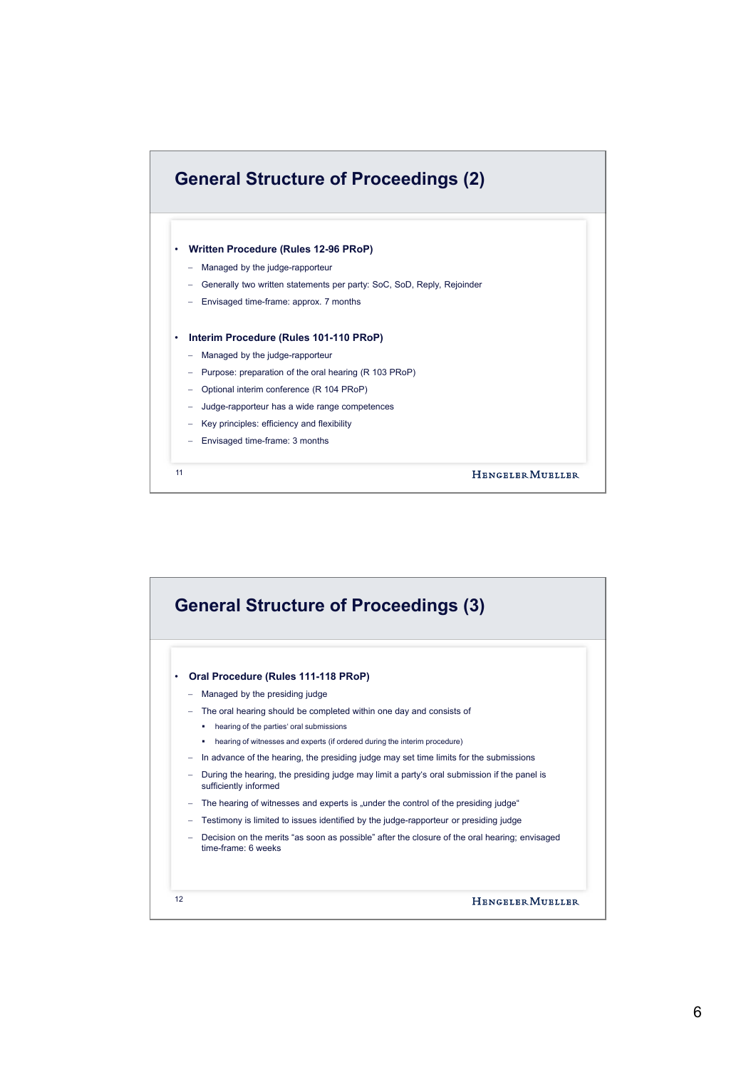## General Structure of Proceedings (2)

- **Written Procedure (Rules 12-96 PRoP)**
  - Managed by the judge-rapporteur
  - Generally two written statements per party: SoC, SoD, Reply, Rejoinder
  - Envisaged time-frame: approx. 7 months

- **Interim Procedure (Rules 101-110 PRoP)**
  - Managed by the judge-rapporteur
  - Purpose: preparation of the oral hearing (R 103 PRoP)
  - Optional interim conference (R 104 PRoP)
  - Judge-rapporteur has a wide range competences
  - Key principles: efficiency and flexibility
  - Envisaged time-frame: 3 months

## General Structure of Proceedings (3)

- **Oral Procedure (Rules 111-118 PRoP)**
  - Managed by the presiding judge
  - The oral hearing should be completed within one day and consists of
    - hearing of the parties' oral submissions
    - hearing of witnesses and experts (if ordered during the interim procedure)
  - In advance of the hearing, the presiding judge may set time limits for the submissions
  - During the hearing, the presiding judge may limit a party's oral submission if the panel is sufficiently informed
  - The hearing of witnesses and experts is „under the control of the presiding judge"
  - Testimony is limited to issues identified by the judge-rapporteur or presiding judge
  - Decision on the merits "as soon as possible" after the closure of the oral hearing; envisaged time-frame: 6 weeks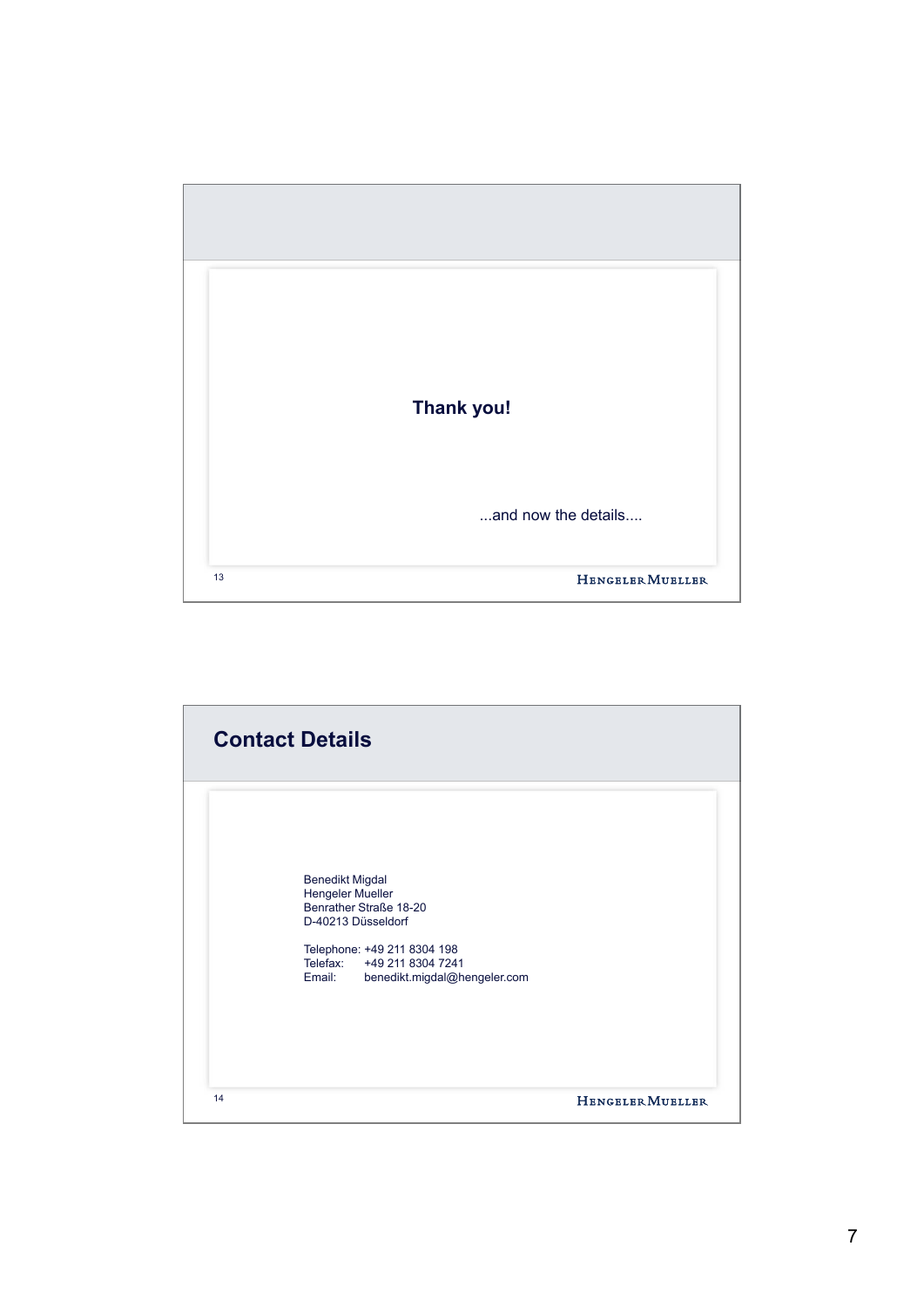**Thank you!**

...and now the details....

## Contact Details

Benedikt Migdal
Hengeler Mueller
Benrather Straße 18-20
D-40213 Düsseldorf

Telephone: +49 211 8304 198
Telefax: +49 211 8304 7241
Email: benedikt.migdal@hengeler.com